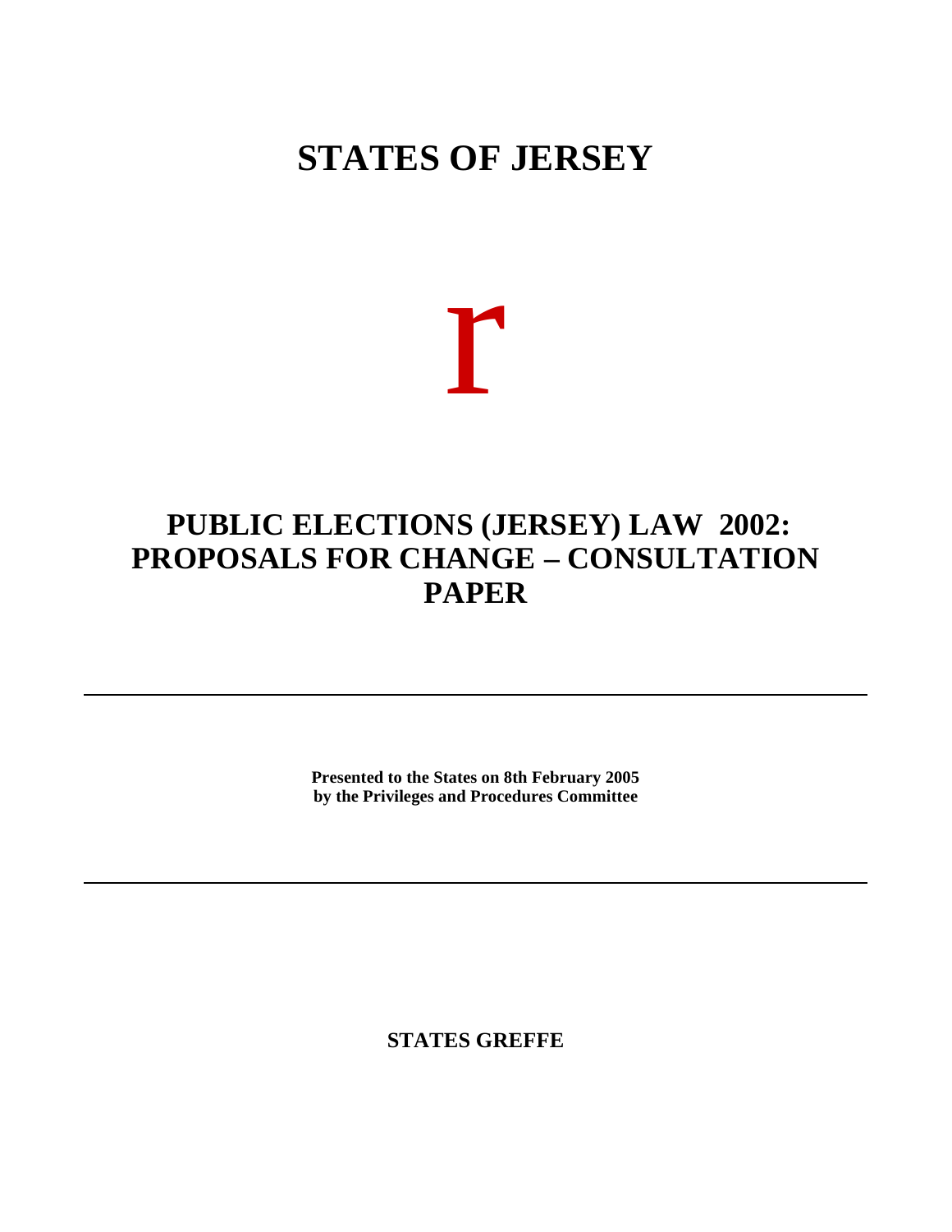# STATES OF JERSEY

r

## PUBLIC ELECTIONS (JERSEY) LAW 2002: PROPOSALS FOR CHANGE – CONSULTATION PAPER

---

**Presented to the States on 8th February 2005**
**by the Privileges and Procedures Committee**

---

**STATES GREFFE**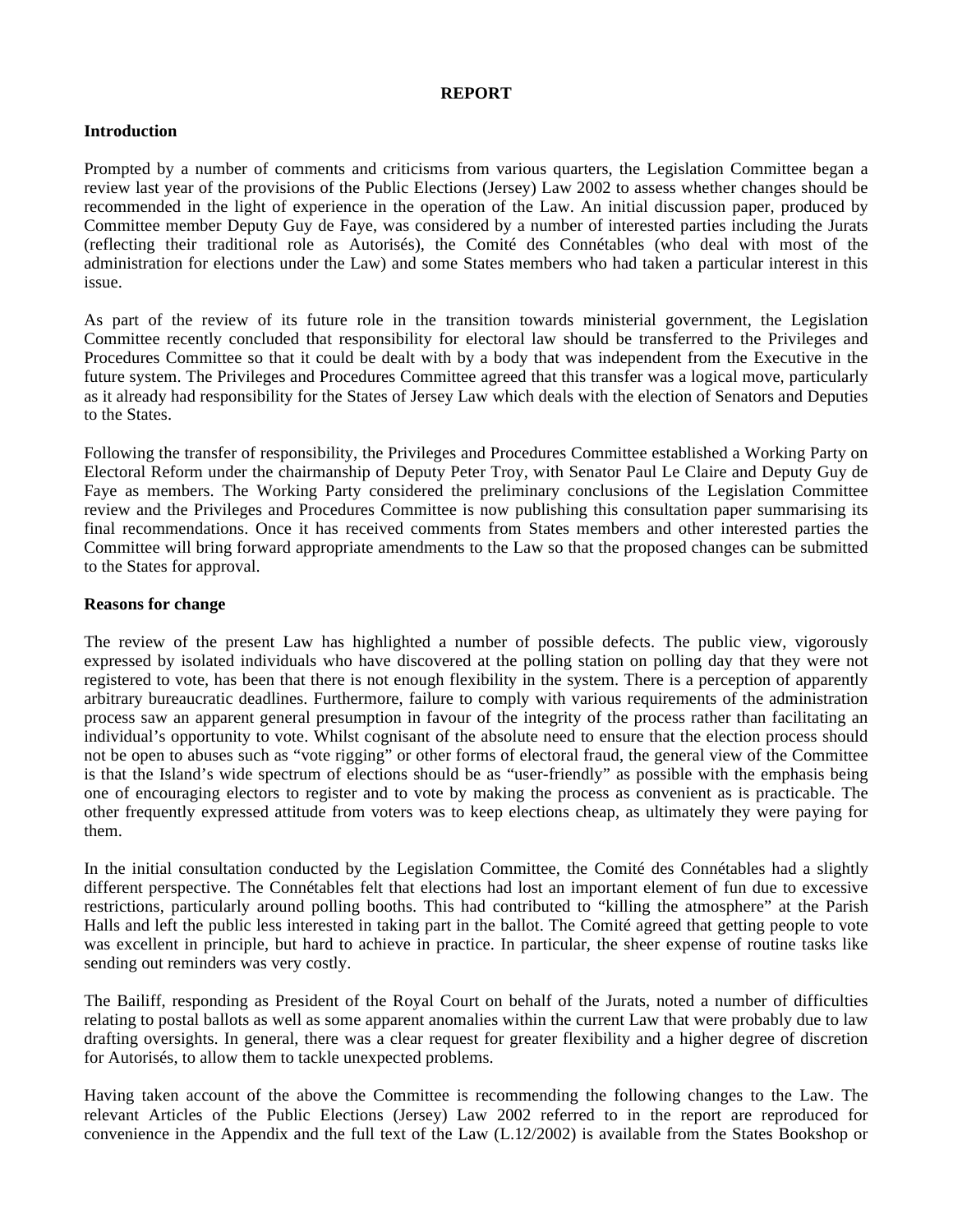## REPORT

### Introduction

Prompted by a number of comments and criticisms from various quarters, the Legislation Committee began a review last year of the provisions of the Public Elections (Jersey) Law 2002 to assess whether changes should be recommended in the light of experience in the operation of the Law. An initial discussion paper, produced by Committee member Deputy Guy de Faye, was considered by a number of interested parties including the Jurats (reflecting their traditional role as Autorisés), the Comité des Connétables (who deal with most of the administration for elections under the Law) and some States members who had taken a particular interest in this issue.

As part of the review of its future role in the transition towards ministerial government, the Legislation Committee recently concluded that responsibility for electoral law should be transferred to the Privileges and Procedures Committee so that it could be dealt with by a body that was independent from the Executive in the future system. The Privileges and Procedures Committee agreed that this transfer was a logical move, particularly as it already had responsibility for the States of Jersey Law which deals with the election of Senators and Deputies to the States.

Following the transfer of responsibility, the Privileges and Procedures Committee established a Working Party on Electoral Reform under the chairmanship of Deputy Peter Troy, with Senator Paul Le Claire and Deputy Guy de Faye as members. The Working Party considered the preliminary conclusions of the Legislation Committee review and the Privileges and Procedures Committee is now publishing this consultation paper summarising its final recommendations. Once it has received comments from States members and other interested parties the Committee will bring forward appropriate amendments to the Law so that the proposed changes can be submitted to the States for approval.

### Reasons for change

The review of the present Law has highlighted a number of possible defects. The public view, vigorously expressed by isolated individuals who have discovered at the polling station on polling day that they were not registered to vote, has been that there is not enough flexibility in the system. There is a perception of apparently arbitrary bureaucratic deadlines. Furthermore, failure to comply with various requirements of the administration process saw an apparent general presumption in favour of the integrity of the process rather than facilitating an individual's opportunity to vote. Whilst cognisant of the absolute need to ensure that the election process should not be open to abuses such as "vote rigging" or other forms of electoral fraud, the general view of the Committee is that the Island's wide spectrum of elections should be as "user-friendly" as possible with the emphasis being one of encouraging electors to register and to vote by making the process as convenient as is practicable. The other frequently expressed attitude from voters was to keep elections cheap, as ultimately they were paying for them.

In the initial consultation conducted by the Legislation Committee, the Comité des Connétables had a slightly different perspective. The Connétables felt that elections had lost an important element of fun due to excessive restrictions, particularly around polling booths. This had contributed to "killing the atmosphere" at the Parish Halls and left the public less interested in taking part in the ballot. The Comité agreed that getting people to vote was excellent in principle, but hard to achieve in practice. In particular, the sheer expense of routine tasks like sending out reminders was very costly.

The Bailiff, responding as President of the Royal Court on behalf of the Jurats, noted a number of difficulties relating to postal ballots as well as some apparent anomalies within the current Law that were probably due to law drafting oversights. In general, there was a clear request for greater flexibility and a higher degree of discretion for Autorisés, to allow them to tackle unexpected problems.

Having taken account of the above the Committee is recommending the following changes to the Law. The relevant Articles of the Public Elections (Jersey) Law 2002 referred to in the report are reproduced for convenience in the Appendix and the full text of the Law (L.12/2002) is available from the States Bookshop or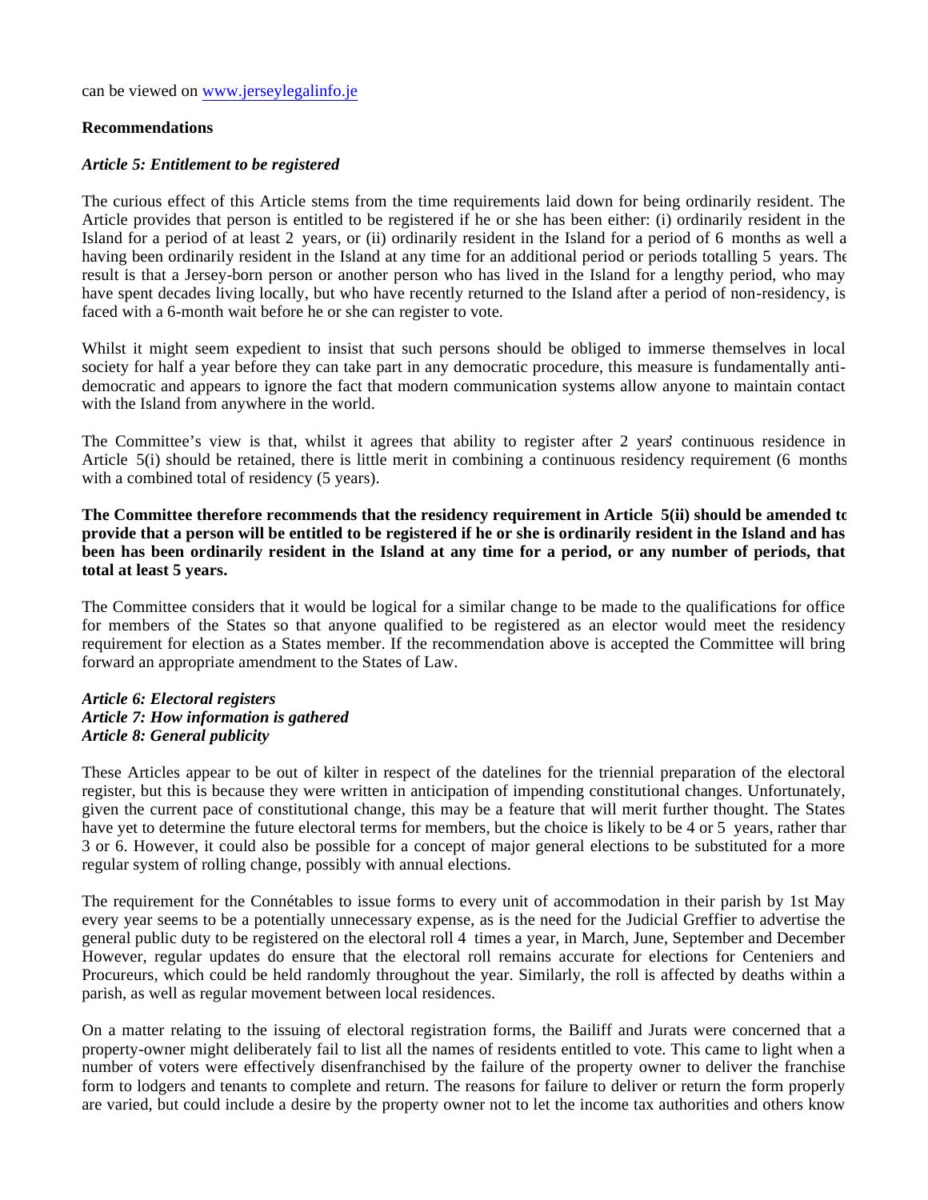can be viewed on www.jerseylegalinfo.je

**Recommendations**

***Article 5: Entitlement to be registered***

The curious effect of this Article stems from the time requirements laid down for being ordinarily resident. The Article provides that person is entitled to be registered if he or she has been either: (i) ordinarily resident in the Island for a period of at least 2 years, or (ii) ordinarily resident in the Island for a period of 6 months as well a having been ordinarily resident in the Island at any time for an additional period or periods totalling 5 years. The result is that a Jersey-born person or another person who has lived in the Island for a lengthy period, who may have spent decades living locally, but who have recently returned to the Island after a period of non-residency, is faced with a 6-month wait before he or she can register to vote.

Whilst it might seem expedient to insist that such persons should be obliged to immerse themselves in local society for half a year before they can take part in any democratic procedure, this measure is fundamentally anti-democratic and appears to ignore the fact that modern communication systems allow anyone to maintain contact with the Island from anywhere in the world.

The Committee's view is that, whilst it agrees that ability to register after 2 years' continuous residence in Article 5(i) should be retained, there is little merit in combining a continuous residency requirement (6 months with a combined total of residency (5 years).

**The Committee therefore recommends that the residency requirement in Article 5(ii) should be amended to provide that a person will be entitled to be registered if he or she is ordinarily resident in the Island and has been has been ordinarily resident in the Island at any time for a period, or any number of periods, that total at least 5 years.**

The Committee considers that it would be logical for a similar change to be made to the qualifications for office for members of the States so that anyone qualified to be registered as an elector would meet the residency requirement for election as a States member. If the recommendation above is accepted the Committee will bring forward an appropriate amendment to the States of Law.

***Article 6: Electoral registers***
***Article 7: How information is gathered***
***Article 8: General publicity***

These Articles appear to be out of kilter in respect of the datelines for the triennial preparation of the electoral register, but this is because they were written in anticipation of impending constitutional changes. Unfortunately, given the current pace of constitutional change, this may be a feature that will merit further thought. The States have yet to determine the future electoral terms for members, but the choice is likely to be 4 or 5 years, rather than 3 or 6. However, it could also be possible for a concept of major general elections to be substituted for a more regular system of rolling change, possibly with annual elections.

The requirement for the Connétables to issue forms to every unit of accommodation in their parish by 1st May every year seems to be a potentially unnecessary expense, as is the need for the Judicial Greffier to advertise the general public duty to be registered on the electoral roll 4 times a year, in March, June, September and December. However, regular updates do ensure that the electoral roll remains accurate for elections for Centeniers and Procureurs, which could be held randomly throughout the year. Similarly, the roll is affected by deaths within a parish, as well as regular movement between local residences.

On a matter relating to the issuing of electoral registration forms, the Bailiff and Jurats were concerned that a property-owner might deliberately fail to list all the names of residents entitled to vote. This came to light when a number of voters were effectively disenfranchised by the failure of the property owner to deliver the franchise form to lodgers and tenants to complete and return. The reasons for failure to deliver or return the form properly are varied, but could include a desire by the property owner not to let the income tax authorities and others know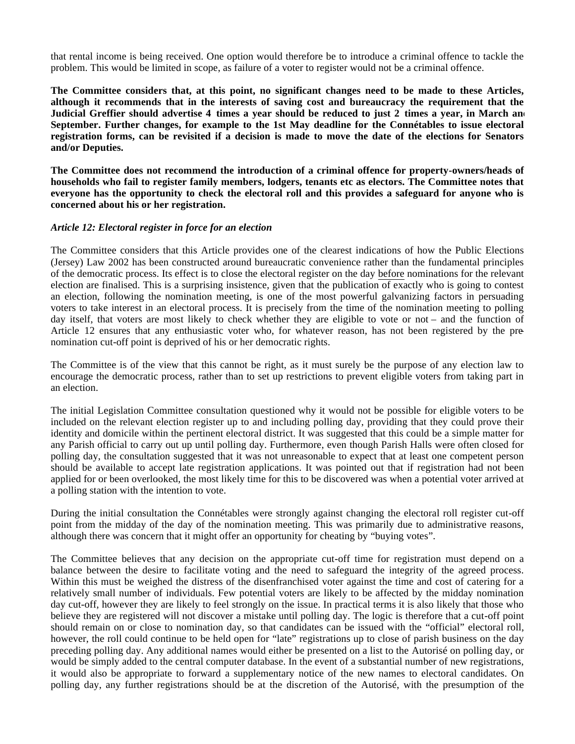that rental income is being received. One option would therefore be to introduce a criminal offence to tackle the problem. This would be limited in scope, as failure of a voter to register would not be a criminal offence.

**The Committee considers that, at this point, no significant changes need to be made to these Articles, although it recommends that in the interests of saving cost and bureaucracy the requirement that the Judicial Greffier should advertise 4 times a year should be reduced to just 2 times a year, in March and September. Further changes, for example to the 1st May deadline for the Connétables to issue electoral registration forms, can be revisited if a decision is made to move the date of the elections for Senators and/or Deputies.**

**The Committee does not recommend the introduction of a criminal offence for property-owners/heads of households who fail to register family members, lodgers, tenants etc as electors. The Committee notes that everyone has the opportunity to check the electoral roll and this provides a safeguard for anyone who is concerned about his or her registration.**

***Article 12: Electoral register in force for an election***

The Committee considers that this Article provides one of the clearest indications of how the Public Elections (Jersey) Law 2002 has been constructed around bureaucratic convenience rather than the fundamental principles of the democratic process. Its effect is to close the electoral register on the day before nominations for the relevant election are finalised. This is a surprising insistence, given that the publication of exactly who is going to contest an election, following the nomination meeting, is one of the most powerful galvanizing factors in persuading voters to take interest in an electoral process. It is precisely from the time of the nomination meeting to polling day itself, that voters are most likely to check whether they are eligible to vote or not – and the function of Article 12 ensures that any enthusiastic voter who, for whatever reason, has not been registered by the pre-nomination cut-off point is deprived of his or her democratic rights.

The Committee is of the view that this cannot be right, as it must surely be the purpose of any election law to encourage the democratic process, rather than to set up restrictions to prevent eligible voters from taking part in an election.

The initial Legislation Committee consultation questioned why it would not be possible for eligible voters to be included on the relevant election register up to and including polling day, providing that they could prove their identity and domicile within the pertinent electoral district. It was suggested that this could be a simple matter for any Parish official to carry out up until polling day. Furthermore, even though Parish Halls were often closed for polling day, the consultation suggested that it was not unreasonable to expect that at least one competent person should be available to accept late registration applications. It was pointed out that if registration had not been applied for or been overlooked, the most likely time for this to be discovered was when a potential voter arrived at a polling station with the intention to vote.

During the initial consultation the Connétables were strongly against changing the electoral roll register cut-off point from the midday of the day of the nomination meeting. This was primarily due to administrative reasons, although there was concern that it might offer an opportunity for cheating by "buying votes".

The Committee believes that any decision on the appropriate cut-off time for registration must depend on a balance between the desire to facilitate voting and the need to safeguard the integrity of the agreed process. Within this must be weighed the distress of the disenfranchised voter against the time and cost of catering for a relatively small number of individuals. Few potential voters are likely to be affected by the midday nomination day cut-off, however they are likely to feel strongly on the issue. In practical terms it is also likely that those who believe they are registered will not discover a mistake until polling day. The logic is therefore that a cut-off point should remain on or close to nomination day, so that candidates can be issued with the "official" electoral roll, however, the roll could continue to be held open for "late" registrations up to close of parish business on the day preceding polling day. Any additional names would either be presented on a list to the Autorisé on polling day, or would be simply added to the central computer database. In the event of a substantial number of new registrations, it would also be appropriate to forward a supplementary notice of the new names to electoral candidates. On polling day, any further registrations should be at the discretion of the Autorisé, with the presumption of the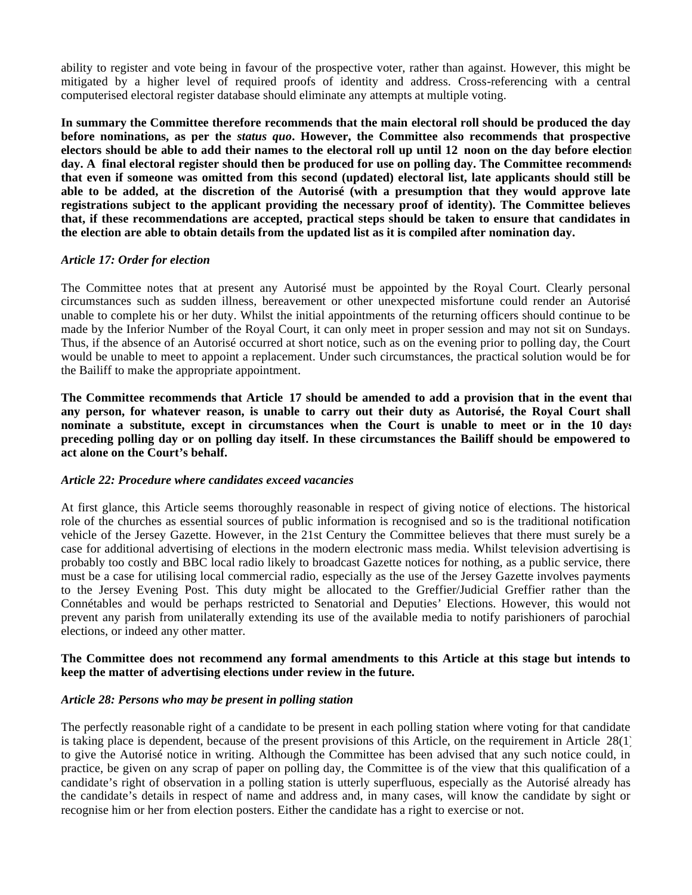ability to register and vote being in favour of the prospective voter, rather than against. However, this might be mitigated by a higher level of required proofs of identity and address. Cross-referencing with a central computerised electoral register database should eliminate any attempts at multiple voting.

**In summary the Committee therefore recommends that the main electoral roll should be produced the day before nominations, as per the *status quo*. However, the Committee also recommends that prospective electors should be able to add their names to the electoral roll up until 12 noon on the day before election day. A final electoral register should then be produced for use on polling day. The Committee recommends that even if someone was omitted from this second (updated) electoral list, late applicants should still be able to be added, at the discretion of the Autorisé (with a presumption that they would approve late registrations subject to the applicant providing the necessary proof of identity). The Committee believes that, if these recommendations are accepted, practical steps should be taken to ensure that candidates in the election are able to obtain details from the updated list as it is compiled after nomination day.**

***Article 17: Order for election***

The Committee notes that at present any Autorisé must be appointed by the Royal Court. Clearly personal circumstances such as sudden illness, bereavement or other unexpected misfortune could render an Autorisé unable to complete his or her duty. Whilst the initial appointments of the returning officers should continue to be made by the Inferior Number of the Royal Court, it can only meet in proper session and may not sit on Sundays. Thus, if the absence of an Autorisé occurred at short notice, such as on the evening prior to polling day, the Court would be unable to meet to appoint a replacement. Under such circumstances, the practical solution would be for the Bailiff to make the appropriate appointment.

**The Committee recommends that Article 17 should be amended to add a provision that in the event that any person, for whatever reason, is unable to carry out their duty as Autorisé, the Royal Court shall nominate a substitute, except in circumstances when the Court is unable to meet or in the 10 days preceding polling day or on polling day itself. In these circumstances the Bailiff should be empowered to act alone on the Court's behalf.**

***Article 22: Procedure where candidates exceed vacancies***

At first glance, this Article seems thoroughly reasonable in respect of giving notice of elections. The historical role of the churches as essential sources of public information is recognised and so is the traditional notification vehicle of the Jersey Gazette. However, in the 21st Century the Committee believes that there must surely be a case for additional advertising of elections in the modern electronic mass media. Whilst television advertising is probably too costly and BBC local radio likely to broadcast Gazette notices for nothing, as a public service, there must be a case for utilising local commercial radio, especially as the use of the Jersey Gazette involves payments to the Jersey Evening Post. This duty might be allocated to the Greffier/Judicial Greffier rather than the Connétables and would be perhaps restricted to Senatorial and Deputies' Elections. However, this would not prevent any parish from unilaterally extending its use of the available media to notify parishioners of parochial elections, or indeed any other matter.

**The Committee does not recommend any formal amendments to this Article at this stage but intends to keep the matter of advertising elections under review in the future.**

***Article 28: Persons who may be present in polling station***

The perfectly reasonable right of a candidate to be present in each polling station where voting for that candidate is taking place is dependent, because of the present provisions of this Article, on the requirement in Article 28(1) to give the Autorisé notice in writing. Although the Committee has been advised that any such notice could, in practice, be given on any scrap of paper on polling day, the Committee is of the view that this qualification of a candidate's right of observation in a polling station is utterly superfluous, especially as the Autorisé already has the candidate's details in respect of name and address and, in many cases, will know the candidate by sight or recognise him or her from election posters. Either the candidate has a right to exercise or not.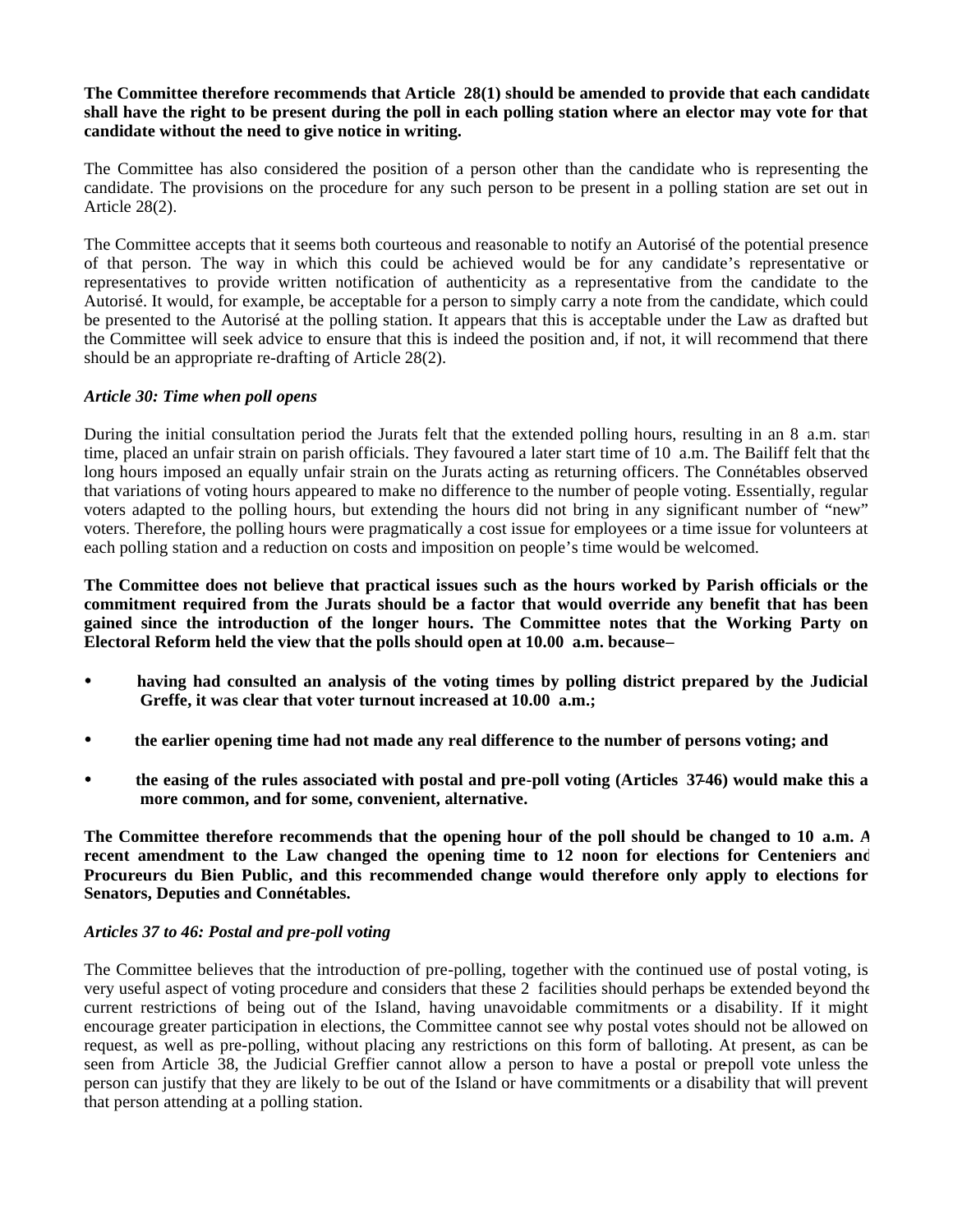**The Committee therefore recommends that Article 28(1) should be amended to provide that each candidate shall have the right to be present during the poll in each polling station where an elector may vote for that candidate without the need to give notice in writing.**

The Committee has also considered the position of a person other than the candidate who is representing the candidate. The provisions on the procedure for any such person to be present in a polling station are set out in Article 28(2).

The Committee accepts that it seems both courteous and reasonable to notify an Autorisé of the potential presence of that person. The way in which this could be achieved would be for any candidate's representative or representatives to provide written notification of authenticity as a representative from the candidate to the Autorisé. It would, for example, be acceptable for a person to simply carry a note from the candidate, which could be presented to the Autorisé at the polling station. It appears that this is acceptable under the Law as drafted but the Committee will seek advice to ensure that this is indeed the position and, if not, it will recommend that there should be an appropriate re-drafting of Article 28(2).

*Article 30: Time when poll opens*

During the initial consultation period the Jurats felt that the extended polling hours, resulting in an 8 a.m. start time, placed an unfair strain on parish officials. They favoured a later start time of 10 a.m. The Bailiff felt that the long hours imposed an equally unfair strain on the Jurats acting as returning officers. The Connétables observed that variations of voting hours appeared to make no difference to the number of people voting. Essentially, regular voters adapted to the polling hours, but extending the hours did not bring in any significant number of "new" voters. Therefore, the polling hours were pragmatically a cost issue for employees or a time issue for volunteers at each polling station and a reduction on costs and imposition on people's time would be welcomed.

**The Committee does not believe that practical issues such as the hours worked by Parish officials or the commitment required from the Jurats should be a factor that would override any benefit that has been gained since the introduction of the longer hours. The Committee notes that the Working Party on Electoral Reform held the view that the polls should open at 10.00 a.m. because–**

- **having had consulted an analysis of the voting times by polling district prepared by the Judicial Greffe, it was clear that voter turnout increased at 10.00 a.m.;**
- **the earlier opening time had not made any real difference to the number of persons voting; and**
- **the easing of the rules associated with postal and pre-poll voting (Articles 37-46) would make this a more common, and for some, convenient, alternative.**

**The Committee therefore recommends that the opening hour of the poll should be changed to 10 a.m. A recent amendment to the Law changed the opening time to 12 noon for elections for Centeniers and Procureurs du Bien Public, and this recommended change would therefore only apply to elections for Senators, Deputies and Connétables.**

*Articles 37 to 46: Postal and pre-poll voting*

The Committee believes that the introduction of pre-polling, together with the continued use of postal voting, is very useful aspect of voting procedure and considers that these 2 facilities should perhaps be extended beyond the current restrictions of being out of the Island, having unavoidable commitments or a disability. If it might encourage greater participation in elections, the Committee cannot see why postal votes should not be allowed on request, as well as pre-polling, without placing any restrictions on this form of balloting. At present, as can be seen from Article 38, the Judicial Greffier cannot allow a person to have a postal or pre-poll vote unless the person can justify that they are likely to be out of the Island or have commitments or a disability that will prevent that person attending at a polling station.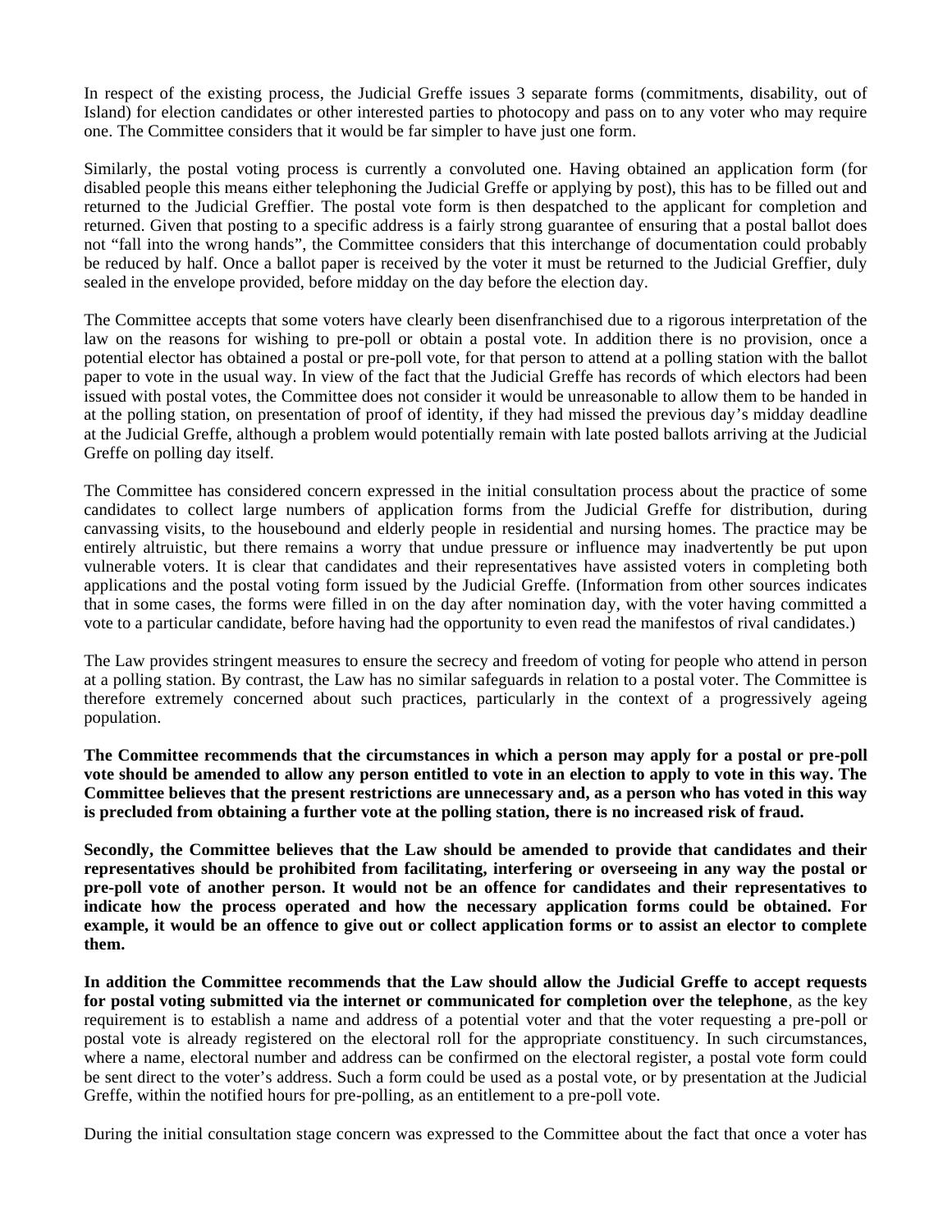In respect of the existing process, the Judicial Greffe issues 3 separate forms (commitments, disability, out of Island) for election candidates or other interested parties to photocopy and pass on to any voter who may require one. The Committee considers that it would be far simpler to have just one form.

Similarly, the postal voting process is currently a convoluted one. Having obtained an application form (for disabled people this means either telephoning the Judicial Greffe or applying by post), this has to be filled out and returned to the Judicial Greffier. The postal vote form is then despatched to the applicant for completion and returned. Given that posting to a specific address is a fairly strong guarantee of ensuring that a postal ballot does not "fall into the wrong hands", the Committee considers that this interchange of documentation could probably be reduced by half. Once a ballot paper is received by the voter it must be returned to the Judicial Greffier, duly sealed in the envelope provided, before midday on the day before the election day.

The Committee accepts that some voters have clearly been disenfranchised due to a rigorous interpretation of the law on the reasons for wishing to pre-poll or obtain a postal vote. In addition there is no provision, once a potential elector has obtained a postal or pre-poll vote, for that person to attend at a polling station with the ballot paper to vote in the usual way. In view of the fact that the Judicial Greffe has records of which electors had been issued with postal votes, the Committee does not consider it would be unreasonable to allow them to be handed in at the polling station, on presentation of proof of identity, if they had missed the previous day's midday deadline at the Judicial Greffe, although a problem would potentially remain with late posted ballots arriving at the Judicial Greffe on polling day itself.

The Committee has considered concern expressed in the initial consultation process about the practice of some candidates to collect large numbers of application forms from the Judicial Greffe for distribution, during canvassing visits, to the housebound and elderly people in residential and nursing homes. The practice may be entirely altruistic, but there remains a worry that undue pressure or influence may inadvertently be put upon vulnerable voters. It is clear that candidates and their representatives have assisted voters in completing both applications and the postal voting form issued by the Judicial Greffe. (Information from other sources indicates that in some cases, the forms were filled in on the day after nomination day, with the voter having committed a vote to a particular candidate, before having had the opportunity to even read the manifestos of rival candidates.)

The Law provides stringent measures to ensure the secrecy and freedom of voting for people who attend in person at a polling station. By contrast, the Law has no similar safeguards in relation to a postal voter. The Committee is therefore extremely concerned about such practices, particularly in the context of a progressively ageing population.

**The Committee recommends that the circumstances in which a person may apply for a postal or pre-poll vote should be amended to allow any person entitled to vote in an election to apply to vote in this way. The Committee believes that the present restrictions are unnecessary and, as a person who has voted in this way is precluded from obtaining a further vote at the polling station, there is no increased risk of fraud.**

**Secondly, the Committee believes that the Law should be amended to provide that candidates and their representatives should be prohibited from facilitating, interfering or overseeing in any way the postal or pre-poll vote of another person. It would not be an offence for candidates and their representatives to indicate how the process operated and how the necessary application forms could be obtained. For example, it would be an offence to give out or collect application forms or to assist an elector to complete them.**

**In addition the Committee recommends that the Law should allow the Judicial Greffe to accept requests for postal voting submitted via the internet or communicated for completion over the telephone**, as the key requirement is to establish a name and address of a potential voter and that the voter requesting a pre-poll or postal vote is already registered on the electoral roll for the appropriate constituency. In such circumstances, where a name, electoral number and address can be confirmed on the electoral register, a postal vote form could be sent direct to the voter's address. Such a form could be used as a postal vote, or by presentation at the Judicial Greffe, within the notified hours for pre-polling, as an entitlement to a pre-poll vote.

During the initial consultation stage concern was expressed to the Committee about the fact that once a voter has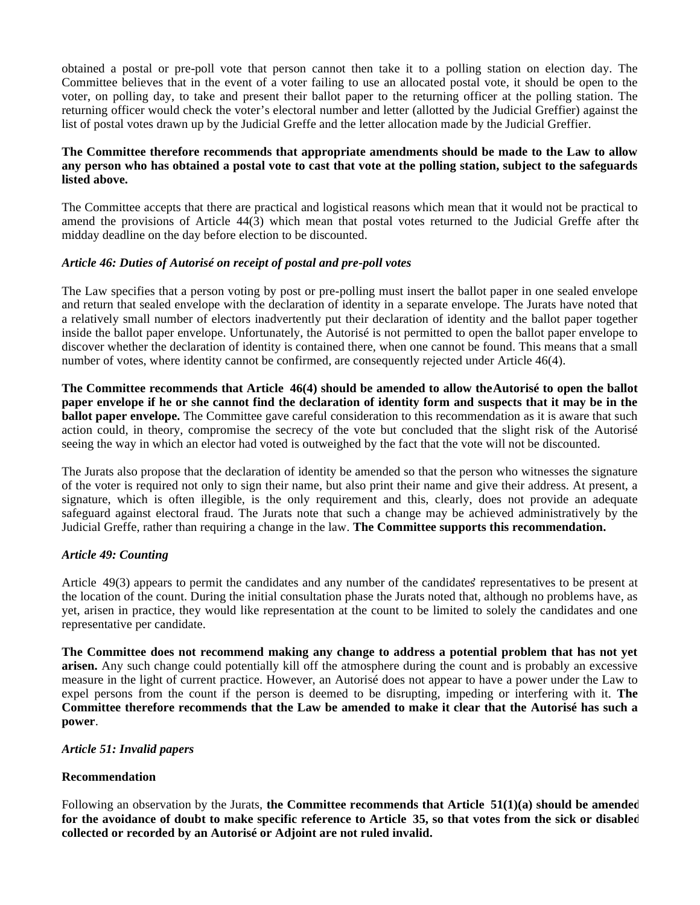obtained a postal or pre-poll vote that person cannot then take it to a polling station on election day. The Committee believes that in the event of a voter failing to use an allocated postal vote, it should be open to the voter, on polling day, to take and present their ballot paper to the returning officer at the polling station. The returning officer would check the voter's electoral number and letter (allotted by the Judicial Greffier) against the list of postal votes drawn up by the Judicial Greffe and the letter allocation made by the Judicial Greffier.

**The Committee therefore recommends that appropriate amendments should be made to the Law to allow any person who has obtained a postal vote to cast that vote at the polling station, subject to the safeguards listed above.**

The Committee accepts that there are practical and logistical reasons which mean that it would not be practical to amend the provisions of Article 44(3) which mean that postal votes returned to the Judicial Greffe after the midday deadline on the day before election to be discounted.

***Article 46: Duties of Autorisé on receipt of postal and pre-poll votes***

The Law specifies that a person voting by post or pre-polling must insert the ballot paper in one sealed envelope and return that sealed envelope with the declaration of identity in a separate envelope. The Jurats have noted that a relatively small number of electors inadvertently put their declaration of identity and the ballot paper together inside the ballot paper envelope. Unfortunately, the Autorisé is not permitted to open the ballot paper envelope to discover whether the declaration of identity is contained there, when one cannot be found. This means that a small number of votes, where identity cannot be confirmed, are consequently rejected under Article 46(4).

**The Committee recommends that Article 46(4) should be amended to allow the Autorisé to open the ballot paper envelope if he or she cannot find the declaration of identity form and suspects that it may be in the ballot paper envelope.** The Committee gave careful consideration to this recommendation as it is aware that such action could, in theory, compromise the secrecy of the vote but concluded that the slight risk of the Autorisé seeing the way in which an elector had voted is outweighed by the fact that the vote will not be discounted.

The Jurats also propose that the declaration of identity be amended so that the person who witnesses the signature of the voter is required not only to sign their name, but also print their name and give their address. At present, a signature, which is often illegible, is the only requirement and this, clearly, does not provide an adequate safeguard against electoral fraud. The Jurats note that such a change may be achieved administratively by the Judicial Greffe, rather than requiring a change in the law. **The Committee supports this recommendation.**

***Article 49: Counting***

Article 49(3) appears to permit the candidates and any number of the candidates' representatives to be present at the location of the count. During the initial consultation phase the Jurats noted that, although no problems have, as yet, arisen in practice, they would like representation at the count to be limited to solely the candidates and one representative per candidate.

**The Committee does not recommend making any change to address a potential problem that has not yet arisen.** Any such change could potentially kill off the atmosphere during the count and is probably an excessive measure in the light of current practice. However, an Autorisé does not appear to have a power under the Law to expel persons from the count if the person is deemed to be disrupting, impeding or interfering with it. **The Committee therefore recommends that the Law be amended to make it clear that the Autorisé has such a power**.

***Article 51: Invalid papers***

**Recommendation**

Following an observation by the Jurats, **the Committee recommends that Article 51(1)(a) should be amended for the avoidance of doubt to make specific reference to Article 35, so that votes from the sick or disabled collected or recorded by an Autorisé or Adjoint are not ruled invalid.**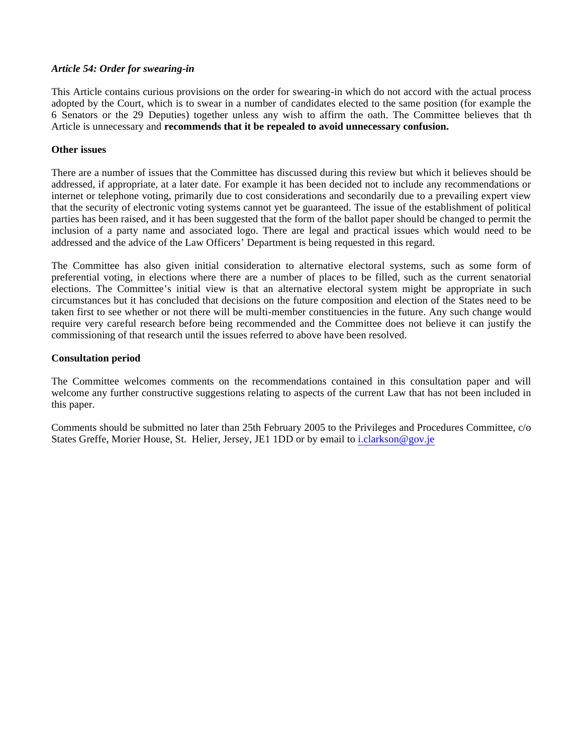*Article 54: Order for swearing-in*

This Article contains curious provisions on the order for swearing-in which do not accord with the actual process adopted by the Court, which is to swear in a number of candidates elected to the same position (for example the 6 Senators or the 29 Deputies) together unless any wish to affirm the oath. The Committee believes that th Article is unnecessary and **recommends that it be repealed to avoid unnecessary confusion.**

**Other issues**

There are a number of issues that the Committee has discussed during this review but which it believes should be addressed, if appropriate, at a later date. For example it has been decided not to include any recommendations or internet or telephone voting, primarily due to cost considerations and secondarily due to a prevailing expert view that the security of electronic voting systems cannot yet be guaranteed. The issue of the establishment of political parties has been raised, and it has been suggested that the form of the ballot paper should be changed to permit the inclusion of a party name and associated logo. There are legal and practical issues which would need to be addressed and the advice of the Law Officers' Department is being requested in this regard.

The Committee has also given initial consideration to alternative electoral systems, such as some form of preferential voting, in elections where there are a number of places to be filled, such as the current senatorial elections. The Committee's initial view is that an alternative electoral system might be appropriate in such circumstances but it has concluded that decisions on the future composition and election of the States need to be taken first to see whether or not there will be multi-member constituencies in the future. Any such change would require very careful research before being recommended and the Committee does not believe it can justify the commissioning of that research until the issues referred to above have been resolved.

**Consultation period**

The Committee welcomes comments on the recommendations contained in this consultation paper and will welcome any further constructive suggestions relating to aspects of the current Law that has not been included in this paper.

Comments should be submitted no later than 25th February 2005 to the Privileges and Procedures Committee, c/o States Greffe, Morier House, St. Helier, Jersey, JE1 1DD or by e-mail to i.clarkson@gov.je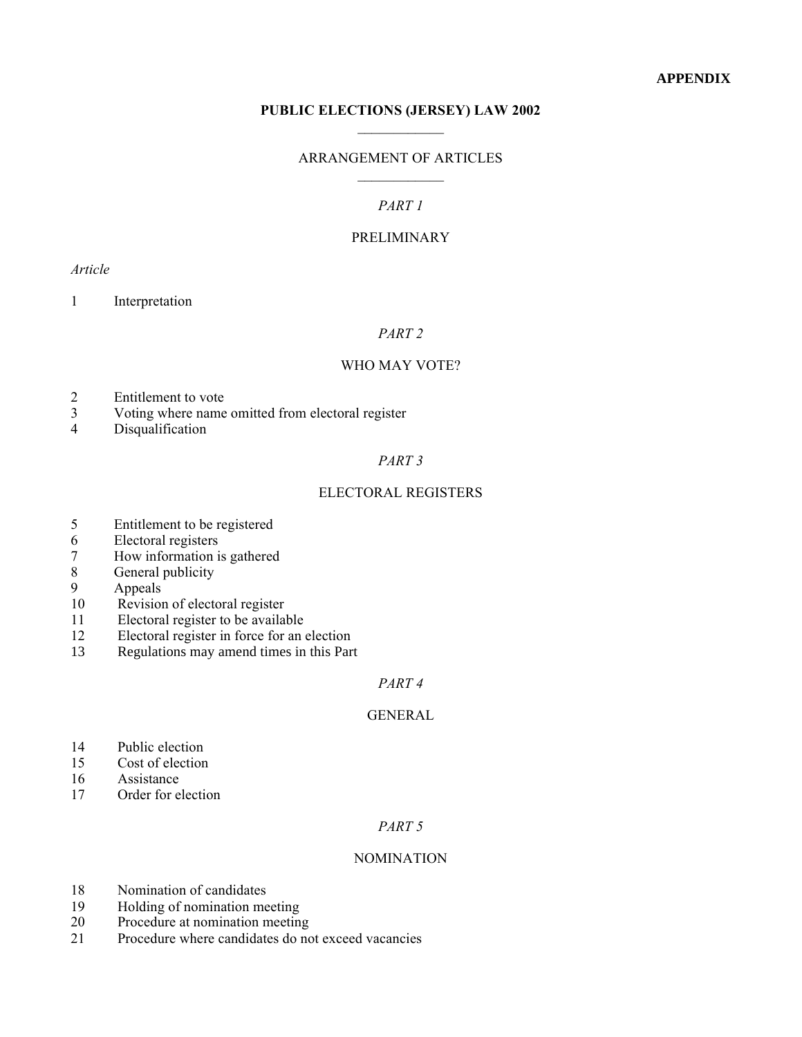**APPENDIX**

## PUBLIC ELECTIONS (JERSEY) LAW 2002

ARRANGEMENT OF ARTICLES

*PART 1*

PRELIMINARY

*Article*

1 Interpretation

*PART 2*

WHO MAY VOTE?

2 Entitlement to vote
3 Voting where name omitted from electoral register
4 Disqualification

*PART 3*

ELECTORAL REGISTERS

5 Entitlement to be registered
6 Electoral registers
7 How information is gathered
8 General publicity
9 Appeals
10 Revision of electoral register
11 Electoral register to be available
12 Electoral register in force for an election
13 Regulations may amend times in this Part

*PART 4*

GENERAL

14 Public election
15 Cost of election
16 Assistance
17 Order for election

*PART 5*

NOMINATION

18 Nomination of candidates
19 Holding of nomination meeting
20 Procedure at nomination meeting
21 Procedure where candidates do not exceed vacancies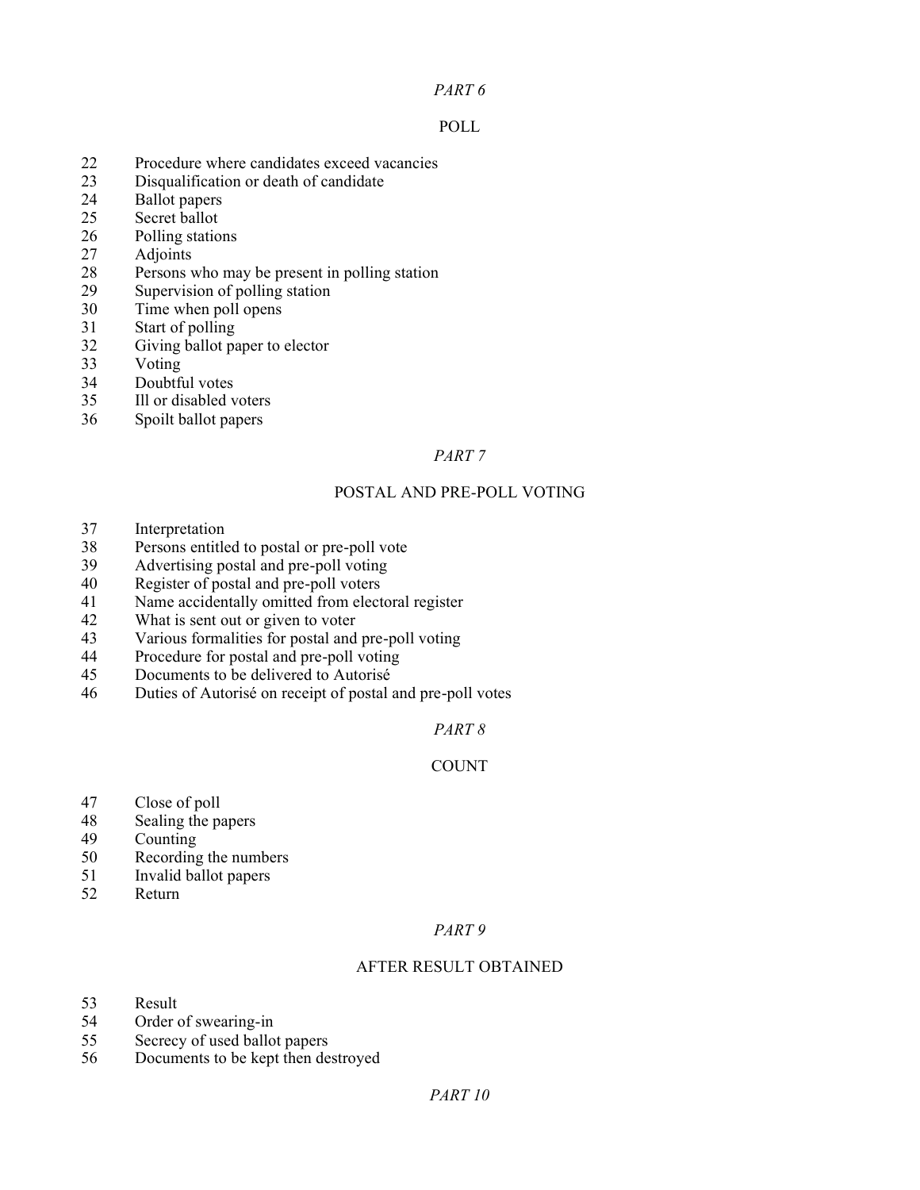*PART 6*

POLL

22 Procedure where candidates exceed vacancies
23 Disqualification or death of candidate
24 Ballot papers
25 Secret ballot
26 Polling stations
27 Adjoints
28 Persons who may be present in polling station
29 Supervision of polling station
30 Time when poll opens
31 Start of polling
32 Giving ballot paper to elector
33 Voting
34 Doubtful votes
35 Ill or disabled voters
36 Spoilt ballot papers

*PART 7*

POSTAL AND PRE-POLL VOTING

37 Interpretation
38 Persons entitled to postal or pre-poll vote
39 Advertising postal and pre-poll voting
40 Register of postal and pre-poll voters
41 Name accidentally omitted from electoral register
42 What is sent out or given to voter
43 Various formalities for postal and pre-poll voting
44 Procedure for postal and pre-poll voting
45 Documents to be delivered to Autorisé
46 Duties of Autorisé on receipt of postal and pre-poll votes

*PART 8*

COUNT

47 Close of poll
48 Sealing the papers
49 Counting
50 Recording the numbers
51 Invalid ballot papers
52 Return

*PART 9*

AFTER RESULT OBTAINED

53 Result
54 Order of swearing-in
55 Secrecy of used ballot papers
56 Documents to be kept then destroyed

*PART 10*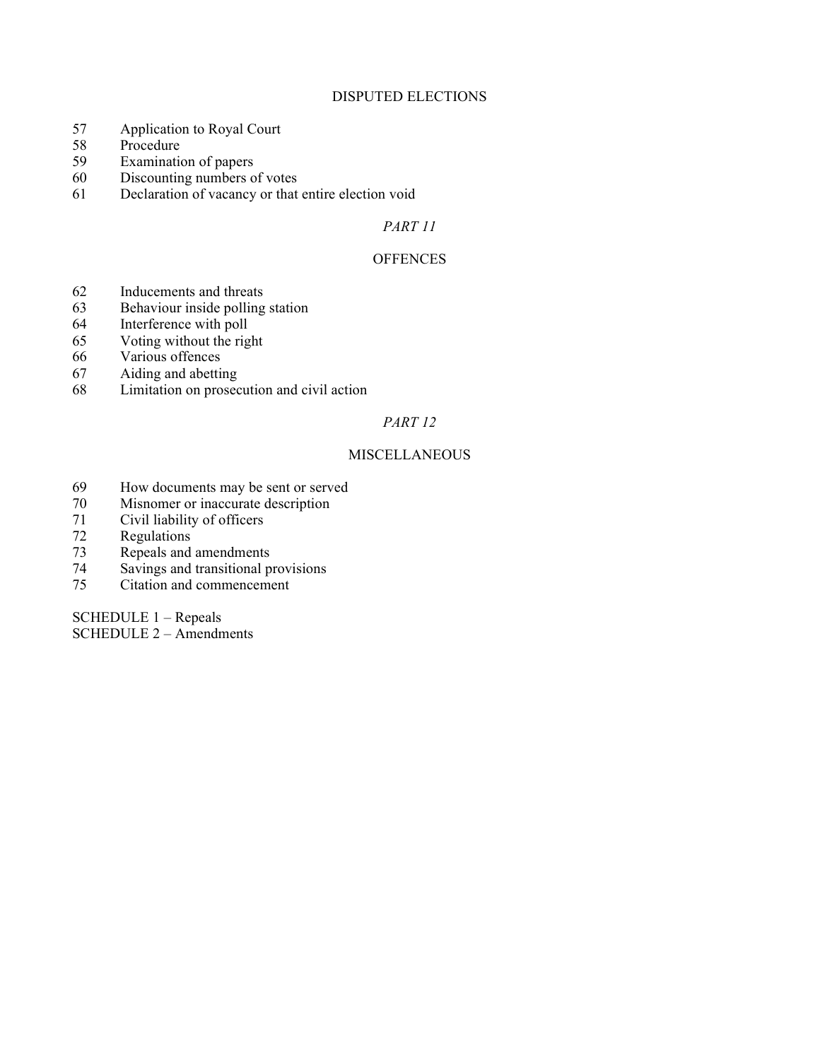### DISPUTED ELECTIONS

57 Application to Royal Court
58 Procedure
59 Examination of papers
60 Discounting numbers of votes
61 Declaration of vacancy or that entire election void

*PART 11*

### OFFENCES

62 Inducements and threats
63 Behaviour inside polling station
64 Interference with poll
65 Voting without the right
66 Various offences
67 Aiding and abetting
68 Limitation on prosecution and civil action

*PART 12*

### MISCELLANEOUS

69 How documents may be sent or served
70 Misnomer or inaccurate description
71 Civil liability of officers
72 Regulations
73 Repeals and amendments
74 Savings and transitional provisions
75 Citation and commencement

SCHEDULE 1 – Repeals
SCHEDULE 2 – Amendments